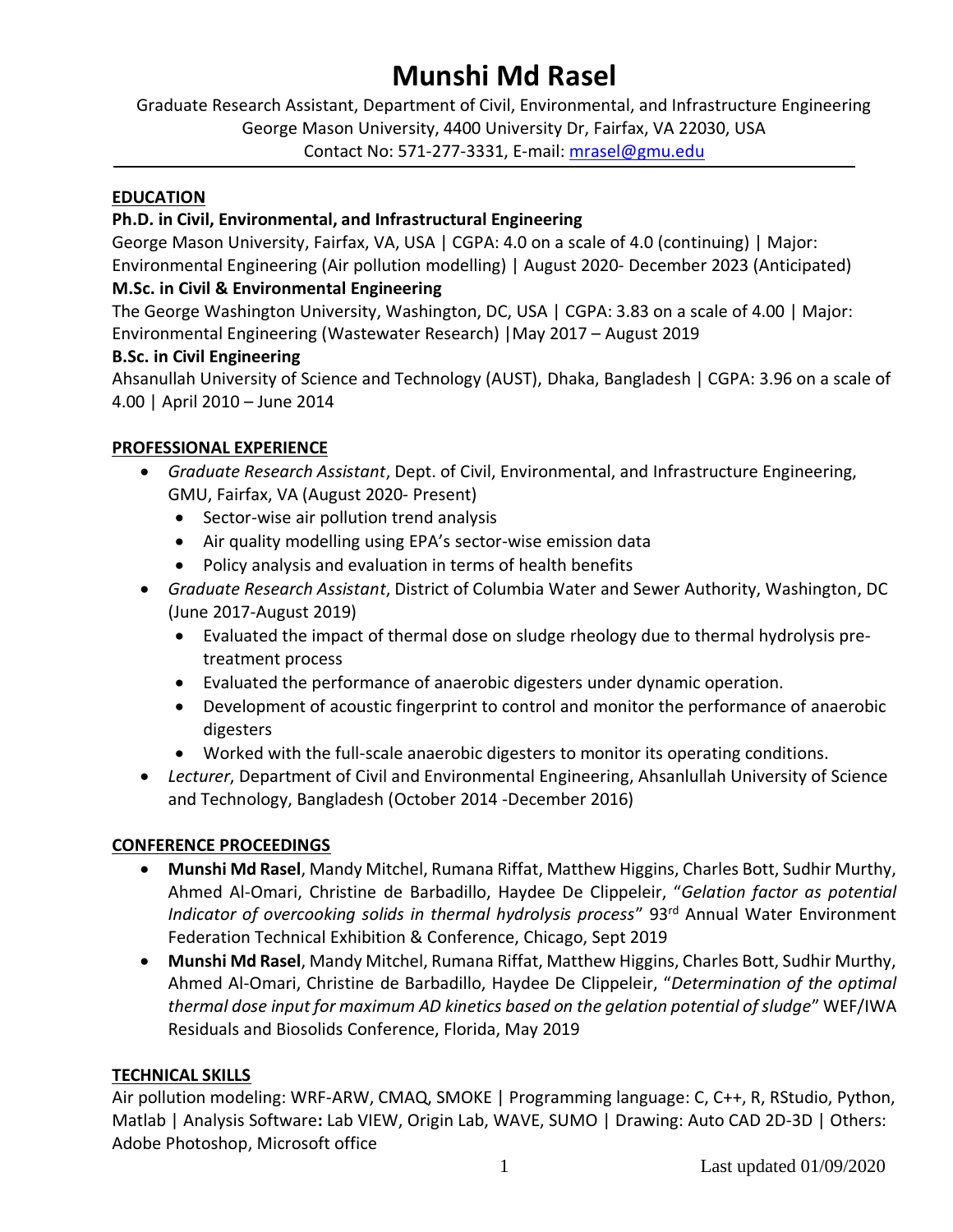# Munshi Md Rasel

Graduate Research Assistant, Department of Civil, Environmental, and Infrastructure Engineering
George Mason University, 4400 University Dr, Fairfax, VA 22030, USA
Contact No: 571-277-3331, E-mail: mrasel@gmu.edu

## EDUCATION

**Ph.D. in Civil, Environmental, and Infrastructural Engineering**
George Mason University, Fairfax, VA, USA | CGPA: 4.0 on a scale of 4.0 (continuing) | Major: Environmental Engineering (Air pollution modelling) | August 2020- December 2023 (Anticipated)

**M.Sc. in Civil & Environmental Engineering**
The George Washington University, Washington, DC, USA | CGPA: 3.83 on a scale of 4.00 | Major: Environmental Engineering (Wastewater Research) |May 2017 – August 2019

**B.Sc. in Civil Engineering**
Ahsanullah University of Science and Technology (AUST), Dhaka, Bangladesh | CGPA: 3.96 on a scale of 4.00 | April 2010 – June 2014

## PROFESSIONAL EXPERIENCE

- *Graduate Research Assistant*, Dept. of Civil, Environmental, and Infrastructure Engineering, GMU, Fairfax, VA (August 2020- Present)
  - Sector-wise air pollution trend analysis
  - Air quality modelling using EPA's sector-wise emission data
  - Policy analysis and evaluation in terms of health benefits
- *Graduate Research Assistant*, District of Columbia Water and Sewer Authority, Washington, DC (June 2017-August 2019)
  - Evaluated the impact of thermal dose on sludge rheology due to thermal hydrolysis pre-treatment process
  - Evaluated the performance of anaerobic digesters under dynamic operation.
  - Development of acoustic fingerprint to control and monitor the performance of anaerobic digesters
  - Worked with the full-scale anaerobic digesters to monitor its operating conditions.
- *Lecturer*, Department of Civil and Environmental Engineering, Ahsanlullah University of Science and Technology, Bangladesh (October 2014 -December 2016)

## CONFERENCE PROCEEDINGS

- **Munshi Md Rasel**, Mandy Mitchel, Rumana Riffat, Matthew Higgins, Charles Bott, Sudhir Murthy, Ahmed Al-Omari, Christine de Barbadillo, Haydee De Clippeleir, "*Gelation factor as potential Indicator of overcooking solids in thermal hydrolysis process*" 93rd Annual Water Environment Federation Technical Exhibition & Conference, Chicago, Sept 2019
- **Munshi Md Rasel**, Mandy Mitchel, Rumana Riffat, Matthew Higgins, Charles Bott, Sudhir Murthy, Ahmed Al-Omari, Christine de Barbadillo, Haydee De Clippeleir, "*Determination of the optimal thermal dose input for maximum AD kinetics based on the gelation potential of sludge*" WEF/IWA Residuals and Biosolids Conference, Florida, May 2019

## TECHNICAL SKILLS

Air pollution modeling: WRF-ARW, CMAQ, SMOKE | Programming language: C, C++, R, RStudio, Python, Matlab | Analysis Software**:** Lab VIEW, Origin Lab, WAVE, SUMO | Drawing: Auto CAD 2D-3D | Others: Adobe Photoshop, Microsoft office

Last updated 01/09/2020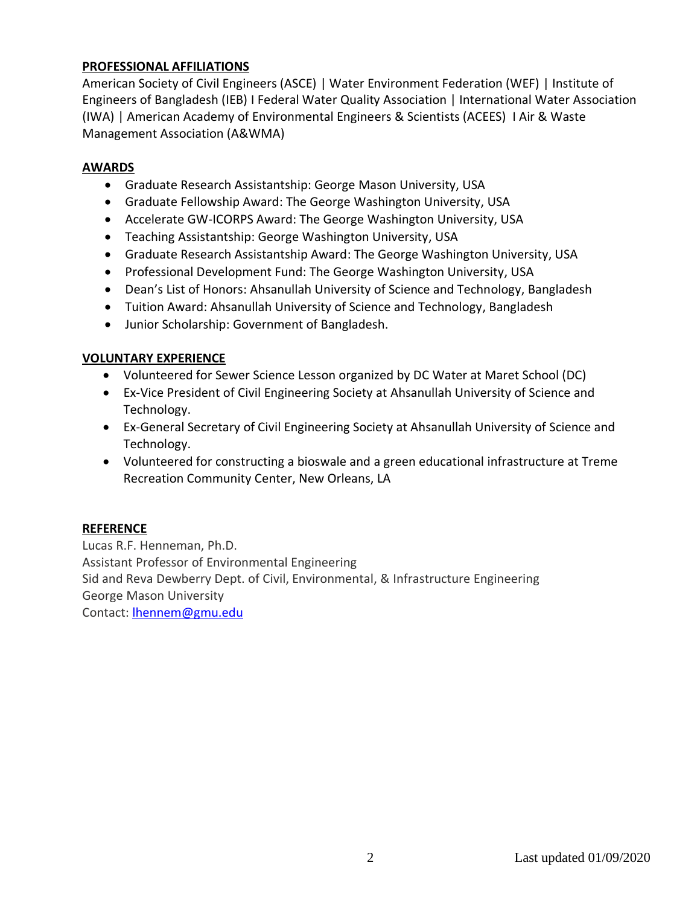## PROFESSIONAL AFFILIATIONS

American Society of Civil Engineers (ASCE) | Water Environment Federation (WEF) | Institute of Engineers of Bangladesh (IEB) I Federal Water Quality Association | International Water Association (IWA) | American Academy of Environmental Engineers & Scientists (ACEES) I Air & Waste Management Association (A&WMA)

## AWARDS

- Graduate Research Assistantship: George Mason University, USA
- Graduate Fellowship Award: The George Washington University, USA
- Accelerate GW-ICORPS Award: The George Washington University, USA
- Teaching Assistantship: George Washington University, USA
- Graduate Research Assistantship Award: The George Washington University, USA
- Professional Development Fund: The George Washington University, USA
- Dean's List of Honors: Ahsanullah University of Science and Technology, Bangladesh
- Tuition Award: Ahsanullah University of Science and Technology, Bangladesh
- Junior Scholarship: Government of Bangladesh.

## VOLUNTARY EXPERIENCE

- Volunteered for Sewer Science Lesson organized by DC Water at Maret School (DC)
- Ex-Vice President of Civil Engineering Society at Ahsanullah University of Science and Technology.
- Ex-General Secretary of Civil Engineering Society at Ahsanullah University of Science and Technology.
- Volunteered for constructing a bioswale and a green educational infrastructure at Treme Recreation Community Center, New Orleans, LA

## REFERENCE

Lucas R.F. Henneman, Ph.D.
Assistant Professor of Environmental Engineering
Sid and Reva Dewberry Dept. of Civil, Environmental, & Infrastructure Engineering
George Mason University
Contact: lhennem@gmu.edu

Last updated 01/09/2020